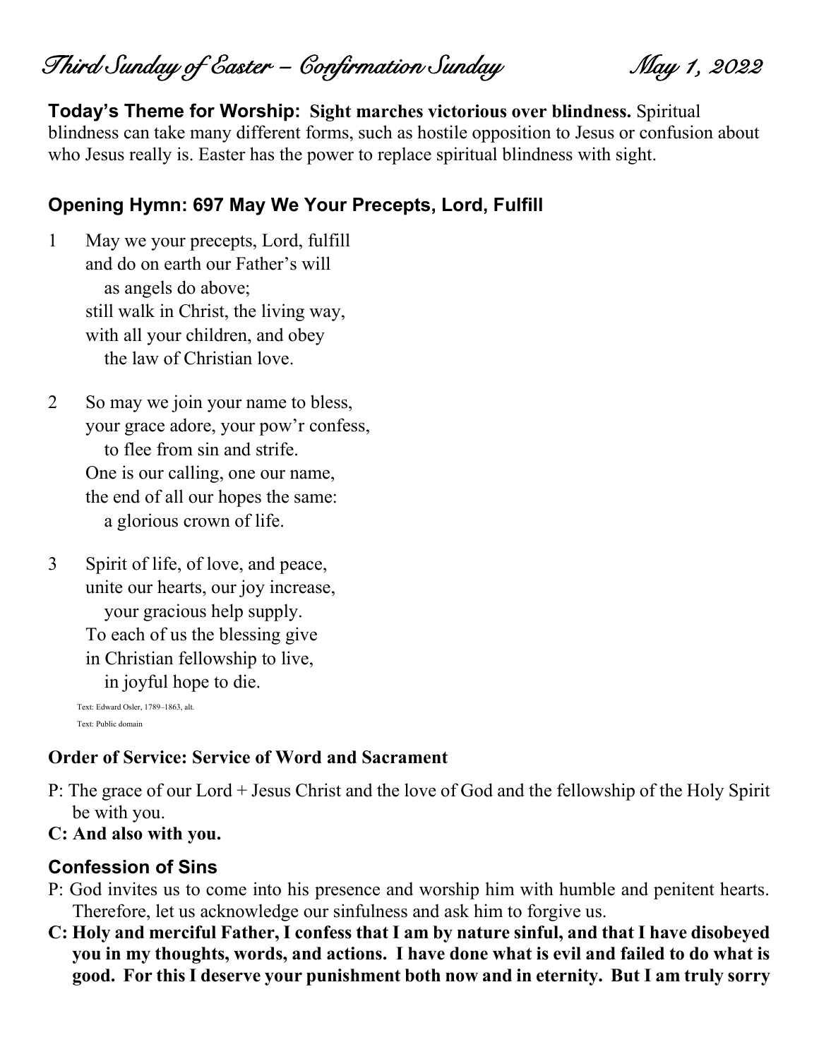# *Third Sunday of Easter – Confirmation Sunday* *May 1, 2022*

**Today's Theme for Worship: Sight marches victorious over blindness.** Spiritual blindness can take many different forms, such as hostile opposition to Jesus or confusion about who Jesus really is. Easter has the power to replace spiritual blindness with sight.

## Opening Hymn: 697 May We Your Precepts, Lord, Fulfill

1 May we your precepts, Lord, fulfill
and do on earth our Father's will
  as angels do above;
still walk in Christ, the living way,
with all your children, and obey
  the law of Christian love.

2 So may we join your name to bless,
your grace adore, your pow'r confess,
  to flee from sin and strife.
One is our calling, one our name,
the end of all our hopes the same:
  a glorious crown of life.

3 Spirit of life, of love, and peace,
unite our hearts, our joy increase,
  your gracious help supply.
To each of us the blessing give
in Christian fellowship to live,
  in joyful hope to die.

Text: Edward Osler, 1789–1863, alt.
Text: Public domain

## Order of Service: Service of Word and Sacrament

P: The grace of our Lord + Jesus Christ and the love of God and the fellowship of the Holy Spirit be with you.

**C: And also with you.**

## Confession of Sins

P: God invites us to come into his presence and worship him with humble and penitent hearts. Therefore, let us acknowledge our sinfulness and ask him to forgive us.

**C: Holy and merciful Father, I confess that I am by nature sinful, and that I have disobeyed you in my thoughts, words, and actions. I have done what is evil and failed to do what is good. For this I deserve your punishment both now and in eternity. But I am truly sorry**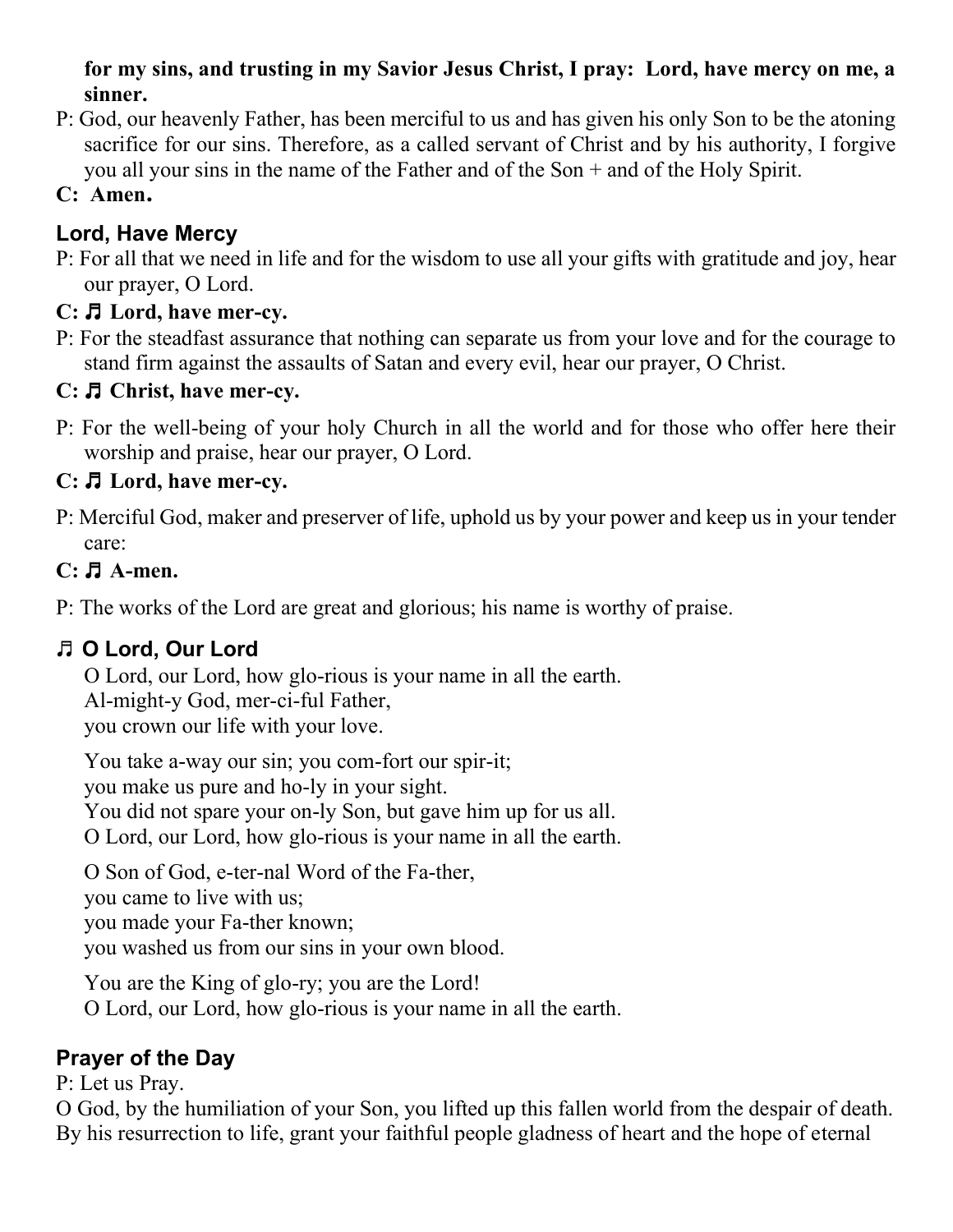**for my sins, and trusting in my Savior Jesus Christ, I pray: Lord, have mercy on me, a sinner.**

P: God, our heavenly Father, has been merciful to us and has given his only Son to be the atoning sacrifice for our sins. Therefore, as a called servant of Christ and by his authority, I forgive you all your sins in the name of the Father and of the Son + and of the Holy Spirit.

**C: Amen.**

### Lord, Have Mercy

P: For all that we need in life and for the wisdom to use all your gifts with gratitude and joy, hear our prayer, O Lord.

**C: ♫ Lord, have mer-cy.**

P: For the steadfast assurance that nothing can separate us from your love and for the courage to stand firm against the assaults of Satan and every evil, hear our prayer, O Christ.

**C: ♫ Christ, have mer-cy.**

P: For the well-being of your holy Church in all the world and for those who offer here their worship and praise, hear our prayer, O Lord.

**C: ♫ Lord, have mer-cy.**

P: Merciful God, maker and preserver of life, uphold us by your power and keep us in your tender care:

**C: ♫ A-men.**

P: The works of the Lord are great and glorious; his name is worthy of praise.

### ♫ O Lord, Our Lord

O Lord, our Lord, how glo-rious is your name in all the earth.
Al-might-y God, mer-ci-ful Father,
you crown our life with your love.

You take a-way our sin; you com-fort our spir-it;
you make us pure and ho-ly in your sight.
You did not spare your on-ly Son, but gave him up for us all.
O Lord, our Lord, how glo-rious is your name in all the earth.

O Son of God, e-ter-nal Word of the Fa-ther,
you came to live with us;
you made your Fa-ther known;
you washed us from our sins in your own blood.

You are the King of glo-ry; you are the Lord!
O Lord, our Lord, how glo-rious is your name in all the earth.

### Prayer of the Day

P: Let us Pray.

O God, by the humiliation of your Son, you lifted up this fallen world from the despair of death. By his resurrection to life, grant your faithful people gladness of heart and the hope of eternal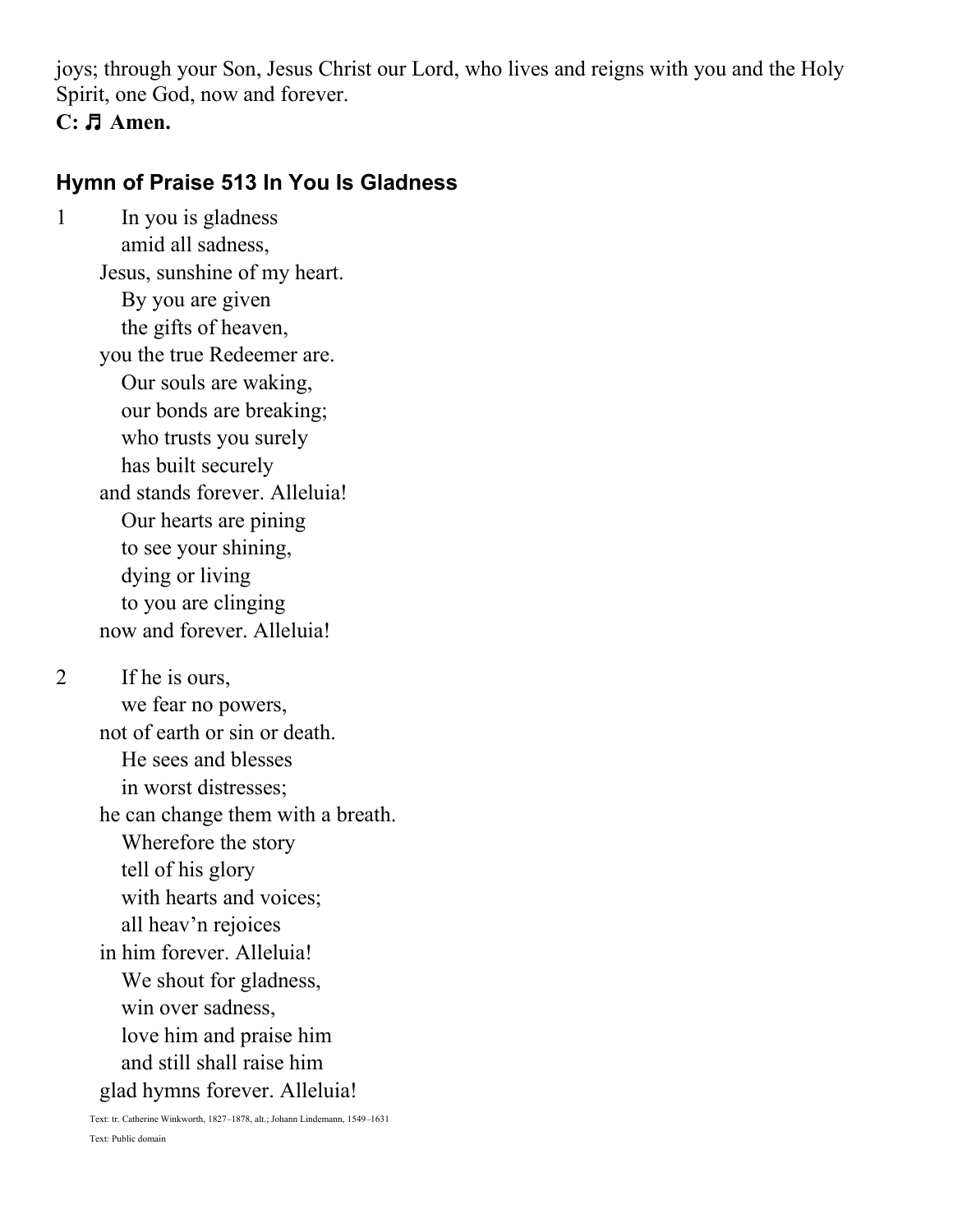joys; through your Son, Jesus Christ our Lord, who lives and reigns with you and the Holy Spirit, one God, now and forever.

**C: ♬ Amen.**

## Hymn of Praise 513 In You Is Gladness

1 In you is gladness
amid all sadness,
Jesus, sunshine of my heart.
By you are given
the gifts of heaven,
you the true Redeemer are.
Our souls are waking,
our bonds are breaking;
who trusts you surely
has built securely
and stands forever. Alleluia!
Our hearts are pining
to see your shining,
dying or living
to you are clinging
now and forever. Alleluia!

2 If he is ours,
we fear no powers,
not of earth or sin or death.
He sees and blesses
in worst distresses;
he can change them with a breath.
Wherefore the story
tell of his glory
with hearts and voices;
all heav'n rejoices
in him forever. Alleluia!
We shout for gladness,
win over sadness,
love him and praise him
and still shall raise him
glad hymns forever. Alleluia!

Text: tr. Catherine Winkworth, 1827–1878, alt.; Johann Lindemann, 1549–1631

Text: Public domain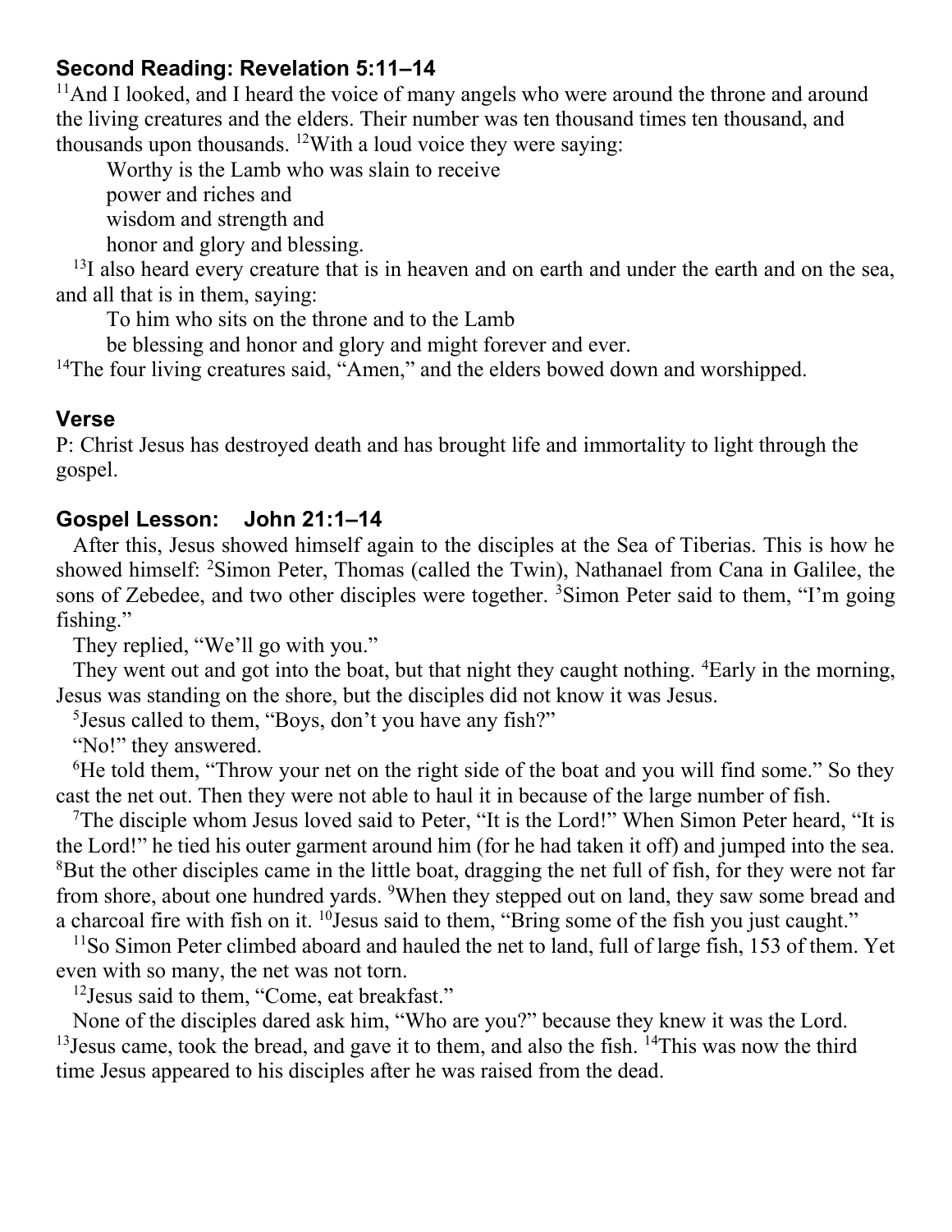### Second Reading: Revelation 5:11–14

[11]And I looked, and I heard the voice of many angels who were around the throne and around the living creatures and the elders. Their number was ten thousand times ten thousand, and thousands upon thousands. [12]With a loud voice they were saying:

> Worthy is the Lamb who was slain to receive
> power and riches and
> wisdom and strength and
> honor and glory and blessing.

[13]I also heard every creature that is in heaven and on earth and under the earth and on the sea, and all that is in them, saying:

> To him who sits on the throne and to the Lamb
> be blessing and honor and glory and might forever and ever.

[14]The four living creatures said, "Amen," and the elders bowed down and worshipped.

### Verse

P: Christ Jesus has destroyed death and has brought life and immortality to light through the gospel.

### Gospel Lesson: John 21:1–14

After this, Jesus showed himself again to the disciples at the Sea of Tiberias. This is how he showed himself: [2]Simon Peter, Thomas (called the Twin), Nathanael from Cana in Galilee, the sons of Zebedee, and two other disciples were together. [3]Simon Peter said to them, "I'm going fishing."

They replied, "We'll go with you."

They went out and got into the boat, but that night they caught nothing. [4]Early in the morning, Jesus was standing on the shore, but the disciples did not know it was Jesus.

[5]Jesus called to them, "Boys, don't you have any fish?"

"No!" they answered.

[6]He told them, "Throw your net on the right side of the boat and you will find some." So they cast the net out. Then they were not able to haul it in because of the large number of fish.

[7]The disciple whom Jesus loved said to Peter, "It is the Lord!" When Simon Peter heard, "It is the Lord!" he tied his outer garment around him (for he had taken it off) and jumped into the sea. [8]But the other disciples came in the little boat, dragging the net full of fish, for they were not far from shore, about one hundred yards. [9]When they stepped out on land, they saw some bread and a charcoal fire with fish on it. [10]Jesus said to them, "Bring some of the fish you just caught."

[11]So Simon Peter climbed aboard and hauled the net to land, full of large fish, 153 of them. Yet even with so many, the net was not torn.

[12]Jesus said to them, "Come, eat breakfast."

None of the disciples dared ask him, "Who are you?" because they knew it was the Lord. [13]Jesus came, took the bread, and gave it to them, and also the fish. [14]This was now the third time Jesus appeared to his disciples after he was raised from the dead.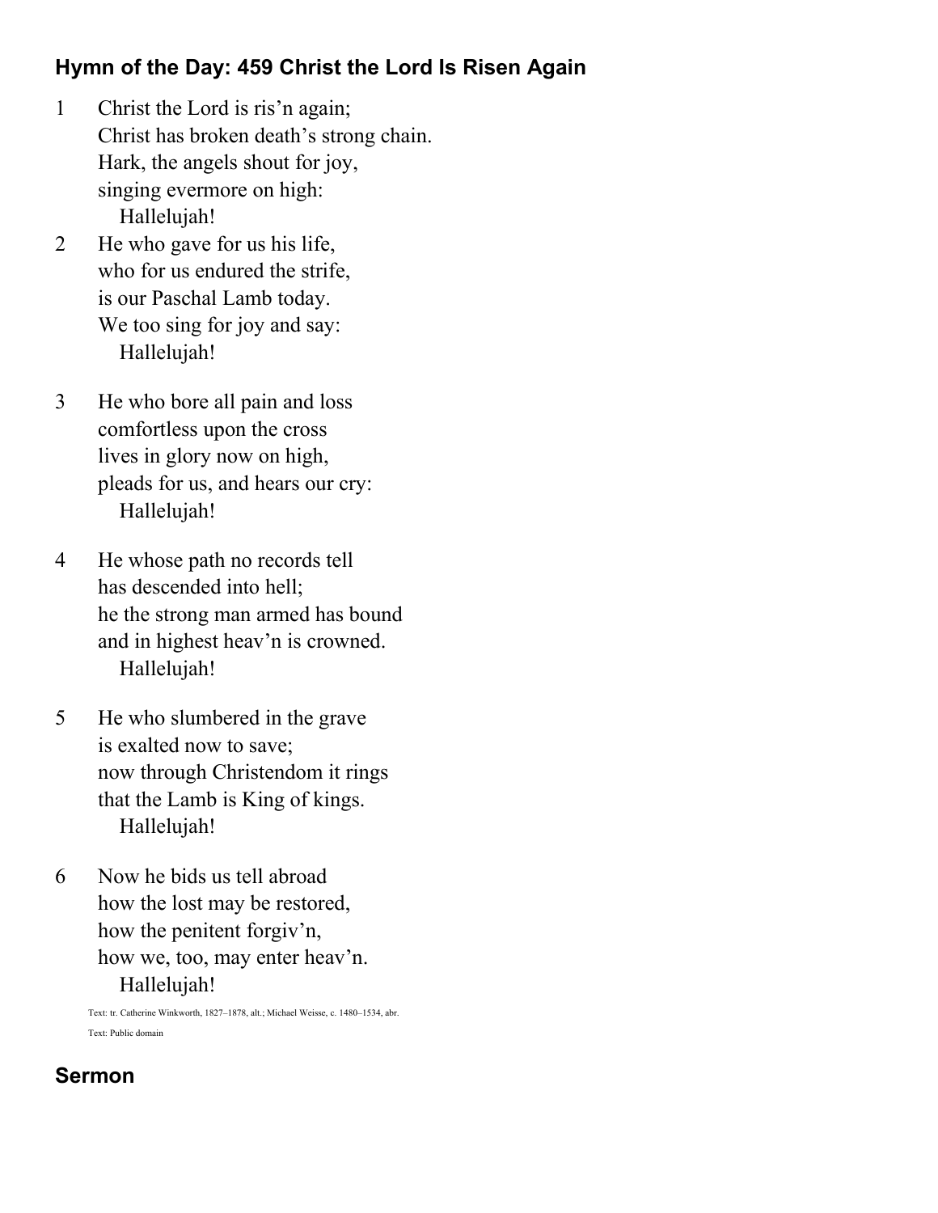## Hymn of the Day: 459 Christ the Lord Is Risen Again

1 Christ the Lord is ris'n again;
Christ has broken death's strong chain.
Hark, the angels shout for joy,
singing evermore on high:
Hallelujah!

2 He who gave for us his life,
who for us endured the strife,
is our Paschal Lamb today.
We too sing for joy and say:
Hallelujah!

3 He who bore all pain and loss
comfortless upon the cross
lives in glory now on high,
pleads for us, and hears our cry:
Hallelujah!

4 He whose path no records tell
has descended into hell;
he the strong man armed has bound
and in highest heav'n is crowned.
Hallelujah!

5 He who slumbered in the grave
is exalted now to save;
now through Christendom it rings
that the Lamb is King of kings.
Hallelujah!

6 Now he bids us tell abroad
how the lost may be restored,
how the penitent forgiv'n,
how we, too, may enter heav'n.
Hallelujah!

Text: tr. Catherine Winkworth, 1827–1878, alt.; Michael Weisse, c. 1480–1534, abr.

Text: Public domain

## Sermon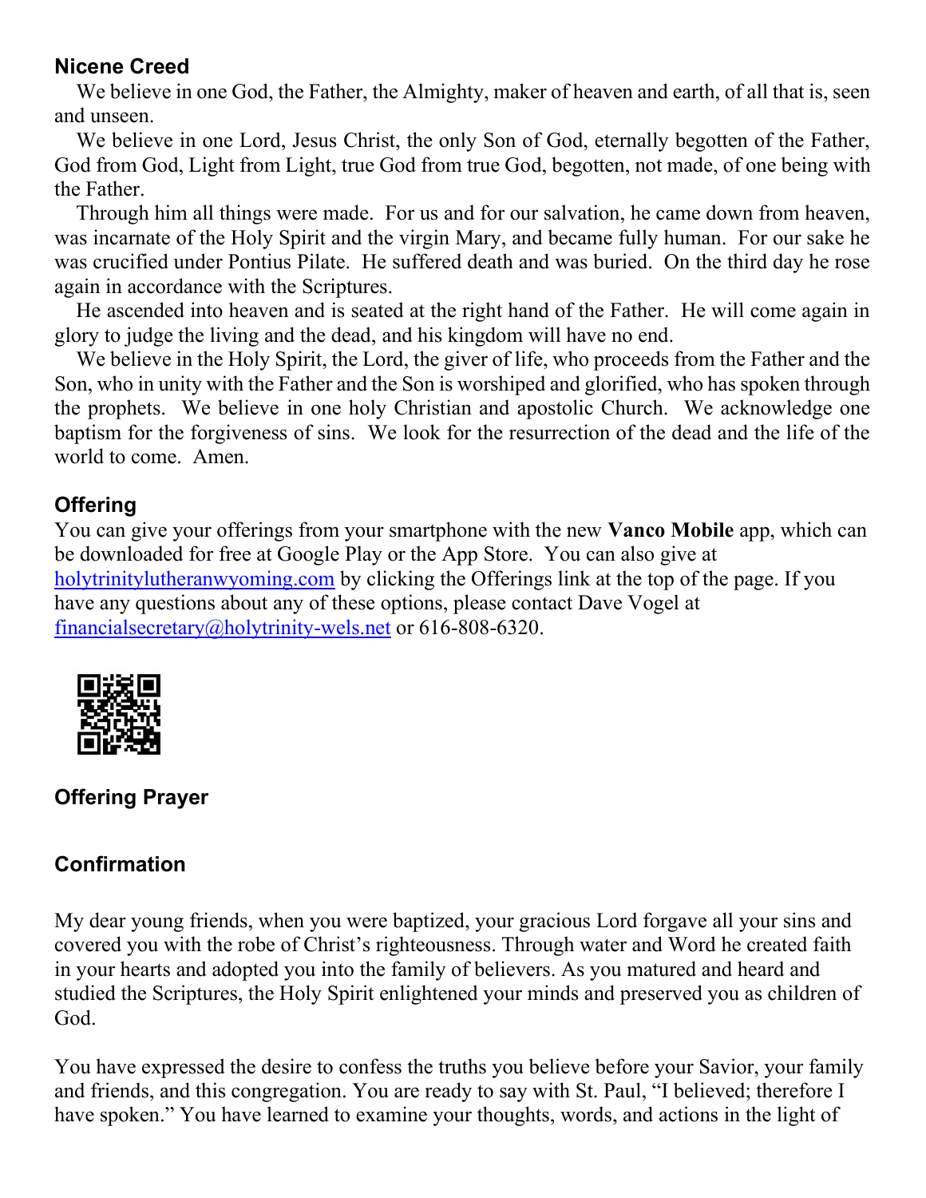### Nicene Creed

We believe in one God, the Father, the Almighty, maker of heaven and earth, of all that is, seen and unseen.

We believe in one Lord, Jesus Christ, the only Son of God, eternally begotten of the Father, God from God, Light from Light, true God from true God, begotten, not made, of one being with the Father.

Through him all things were made. For us and for our salvation, he came down from heaven, was incarnate of the Holy Spirit and the virgin Mary, and became fully human. For our sake he was crucified under Pontius Pilate. He suffered death and was buried. On the third day he rose again in accordance with the Scriptures.

He ascended into heaven and is seated at the right hand of the Father. He will come again in glory to judge the living and the dead, and his kingdom will have no end.

We believe in the Holy Spirit, the Lord, the giver of life, who proceeds from the Father and the Son, who in unity with the Father and the Son is worshiped and glorified, who has spoken through the prophets. We believe in one holy Christian and apostolic Church. We acknowledge one baptism for the forgiveness of sins. We look for the resurrection of the dead and the life of the world to come. Amen.

### Offering

You can give your offerings from your smartphone with the new **Vanco Mobile** app, which can be downloaded for free at Google Play or the App Store. You can also give at holytrinitylutheranwyoming.com by clicking the Offerings link at the top of the page. If you have any questions about any of these options, please contact Dave Vogel at financialsecretary@holytrinity-wels.net or 616-808-6320.

### Offering Prayer

### Confirmation

My dear young friends, when you were baptized, your gracious Lord forgave all your sins and covered you with the robe of Christ's righteousness. Through water and Word he created faith in your hearts and adopted you into the family of believers. As you matured and heard and studied the Scriptures, the Holy Spirit enlightened your minds and preserved you as children of God.

You have expressed the desire to confess the truths you believe before your Savior, your family and friends, and this congregation. You are ready to say with St. Paul, "I believed; therefore I have spoken." You have learned to examine your thoughts, words, and actions in the light of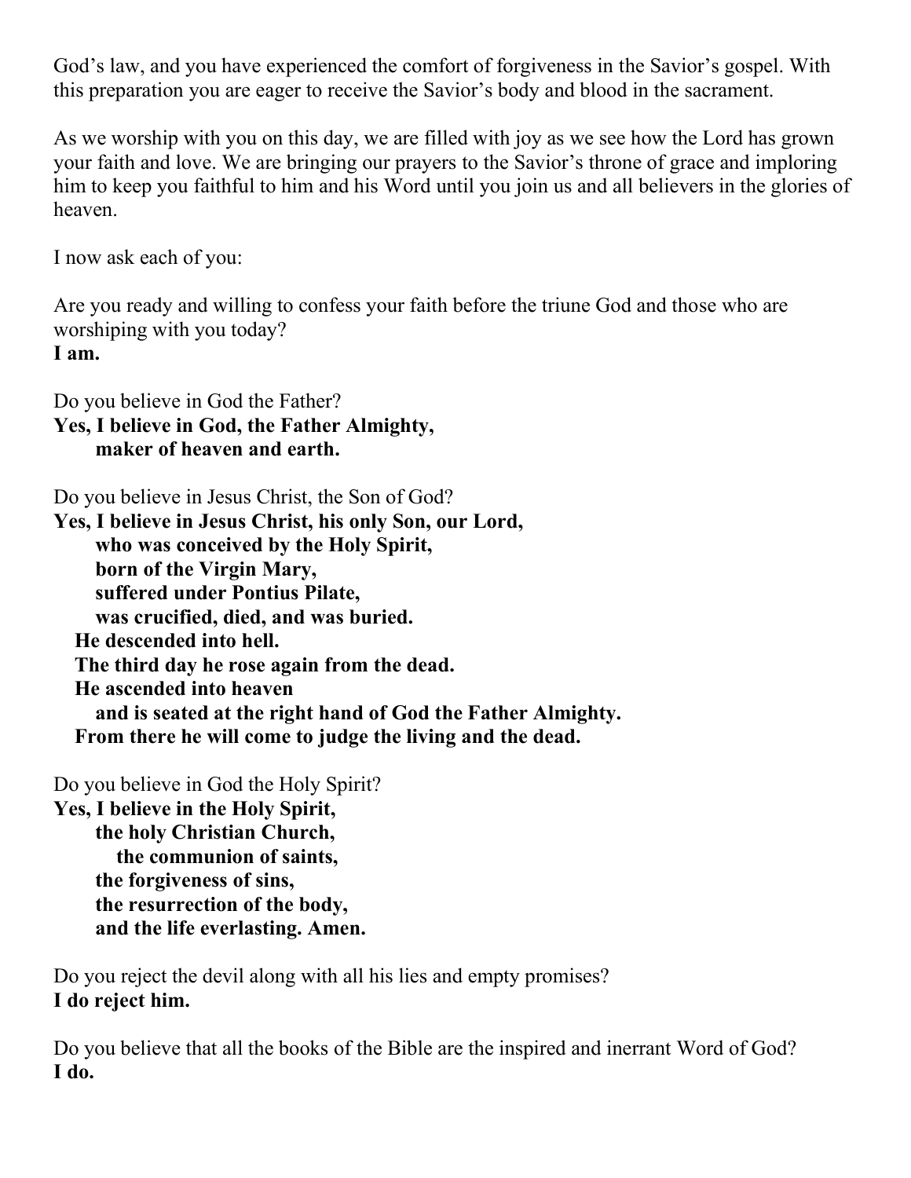God's law, and you have experienced the comfort of forgiveness in the Savior's gospel. With this preparation you are eager to receive the Savior's body and blood in the sacrament.

As we worship with you on this day, we are filled with joy as we see how the Lord has grown your faith and love. We are bringing our prayers to the Savior's throne of grace and imploring him to keep you faithful to him and his Word until you join us and all believers in the glories of heaven.

I now ask each of you:

Are you ready and willing to confess your faith before the triune God and those who are worshiping with you today?
**I am.**

Do you believe in God the Father?
**Yes, I believe in God, the Father Almighty,**
**maker of heaven and earth.**

Do you believe in Jesus Christ, the Son of God?
**Yes, I believe in Jesus Christ, his only Son, our Lord,**
**who was conceived by the Holy Spirit,**
**born of the Virgin Mary,**
**suffered under Pontius Pilate,**
**was crucified, died, and was buried.**
**He descended into hell.**
**The third day he rose again from the dead.**
**He ascended into heaven**
**and is seated at the right hand of God the Father Almighty.**
**From there he will come to judge the living and the dead.**

Do you believe in God the Holy Spirit?
**Yes, I believe in the Holy Spirit,**
**the holy Christian Church,**
**the communion of saints,**
**the forgiveness of sins,**
**the resurrection of the body,**
**and the life everlasting. Amen.**

Do you reject the devil along with all his lies and empty promises?
**I do reject him.**

Do you believe that all the books of the Bible are the inspired and inerrant Word of God?
**I do.**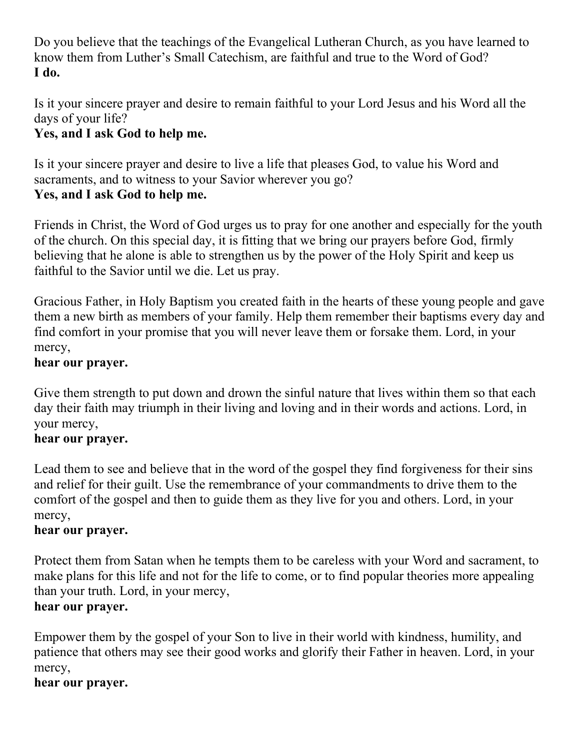Do you believe that the teachings of the Evangelical Lutheran Church, as you have learned to know them from Luther's Small Catechism, are faithful and true to the Word of God?
**I do.**

Is it your sincere prayer and desire to remain faithful to your Lord Jesus and his Word all the days of your life?
**Yes, and I ask God to help me.**

Is it your sincere prayer and desire to live a life that pleases God, to value his Word and sacraments, and to witness to your Savior wherever you go?
**Yes, and I ask God to help me.**

Friends in Christ, the Word of God urges us to pray for one another and especially for the youth of the church. On this special day, it is fitting that we bring our prayers before God, firmly believing that he alone is able to strengthen us by the power of the Holy Spirit and keep us faithful to the Savior until we die. Let us pray.

Gracious Father, in Holy Baptism you created faith in the hearts of these young people and gave them a new birth as members of your family. Help them remember their baptisms every day and find comfort in your promise that you will never leave them or forsake them. Lord, in your mercy,
**hear our prayer.**

Give them strength to put down and drown the sinful nature that lives within them so that each day their faith may triumph in their living and loving and in their words and actions. Lord, in your mercy,
**hear our prayer.**

Lead them to see and believe that in the word of the gospel they find forgiveness for their sins and relief for their guilt. Use the remembrance of your commandments to drive them to the comfort of the gospel and then to guide them as they live for you and others. Lord, in your mercy,
**hear our prayer.**

Protect them from Satan when he tempts them to be careless with your Word and sacrament, to make plans for this life and not for the life to come, or to find popular theories more appealing than your truth. Lord, in your mercy,
**hear our prayer.**

Empower them by the gospel of your Son to live in their world with kindness, humility, and patience that others may see their good works and glorify their Father in heaven. Lord, in your mercy,
**hear our prayer.**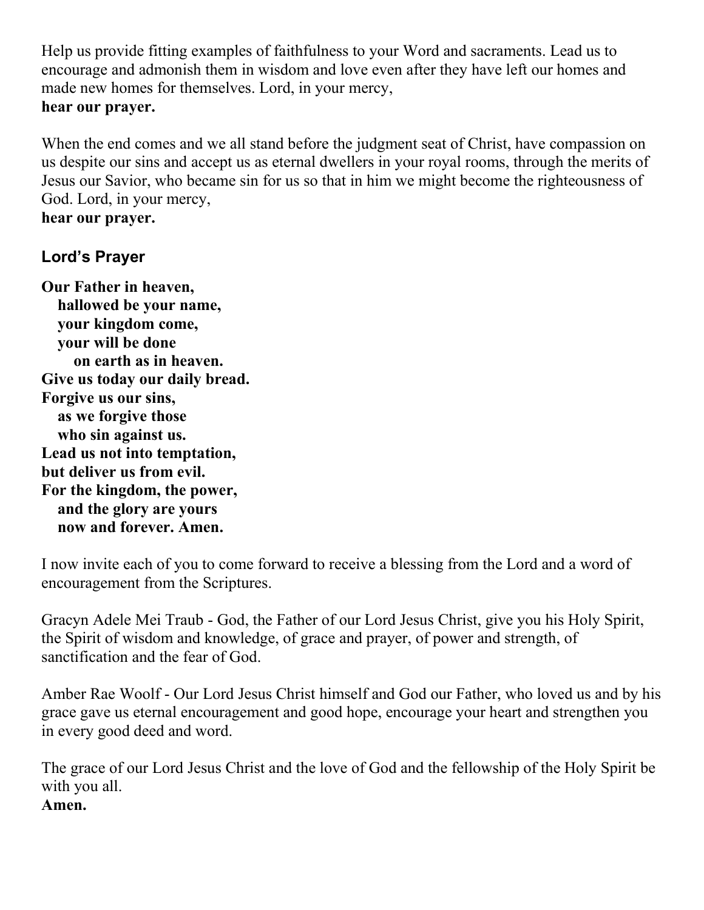Help us provide fitting examples of faithfulness to your Word and sacraments. Lead us to encourage and admonish them in wisdom and love even after they have left our homes and made new homes for themselves. Lord, in your mercy,
**hear our prayer.**

When the end comes and we all stand before the judgment seat of Christ, have compassion on us despite our sins and accept us as eternal dwellers in your royal rooms, through the merits of Jesus our Savior, who became sin for us so that in him we might become the righteousness of God. Lord, in your mercy,
**hear our prayer.**

### Lord's Prayer

**Our Father in heaven,**
**hallowed be your name,**
**your kingdom come,**
**your will be done**
**on earth as in heaven.**
**Give us today our daily bread.**
**Forgive us our sins,**
**as we forgive those**
**who sin against us.**
**Lead us not into temptation,**
**but deliver us from evil.**
**For the kingdom, the power,**
**and the glory are yours**
**now and forever. Amen.**

I now invite each of you to come forward to receive a blessing from the Lord and a word of encouragement from the Scriptures.

Gracyn Adele Mei Traub - God, the Father of our Lord Jesus Christ, give you his Holy Spirit, the Spirit of wisdom and knowledge, of grace and prayer, of power and strength, of sanctification and the fear of God.

Amber Rae Woolf - Our Lord Jesus Christ himself and God our Father, who loved us and by his grace gave us eternal encouragement and good hope, encourage your heart and strengthen you in every good deed and word.

The grace of our Lord Jesus Christ and the love of God and the fellowship of the Holy Spirit be with you all.
**Amen.**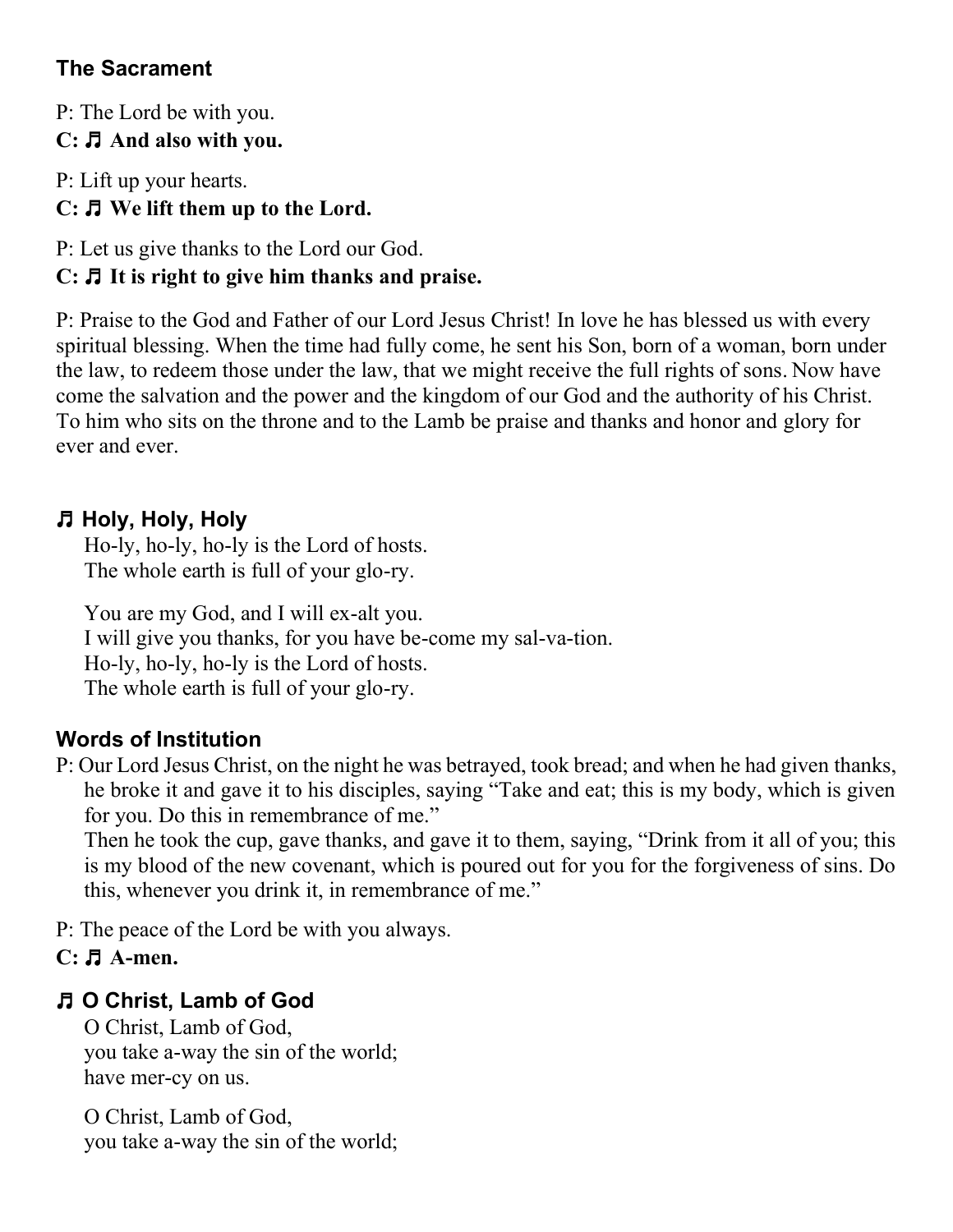## The Sacrament

P: The Lord be with you.
**C: ♬ And also with you.**

P: Lift up your hearts.
**C: ♬ We lift them up to the Lord.**

P: Let us give thanks to the Lord our God.
**C: ♬ It is right to give him thanks and praise.**

P: Praise to the God and Father of our Lord Jesus Christ! In love he has blessed us with every spiritual blessing. When the time had fully come, he sent his Son, born of a woman, born under the law, to redeem those under the law, that we might receive the full rights of sons. Now have come the salvation and the power and the kingdom of our God and the authority of his Christ. To him who sits on the throne and to the Lamb be praise and thanks and honor and glory for ever and ever.

## ♬ Holy, Holy, Holy

Ho-ly, ho-ly, ho-ly is the Lord of hosts.
The whole earth is full of your glo-ry.

You are my God, and I will ex-alt you.
I will give you thanks, for you have be-come my sal-va-tion.
Ho-ly, ho-ly, ho-ly is the Lord of hosts.
The whole earth is full of your glo-ry.

## Words of Institution

P: Our Lord Jesus Christ, on the night he was betrayed, took bread; and when he had given thanks, he broke it and gave it to his disciples, saying "Take and eat; this is my body, which is given for you. Do this in remembrance of me."
Then he took the cup, gave thanks, and gave it to them, saying, "Drink from it all of you; this is my blood of the new covenant, which is poured out for you for the forgiveness of sins. Do this, whenever you drink it, in remembrance of me."

P: The peace of the Lord be with you always.
**C: ♬ A-men.**

## ♬ O Christ, Lamb of God

O Christ, Lamb of God,
you take a-way the sin of the world;
have mer-cy on us.

O Christ, Lamb of God,
you take a-way the sin of the world;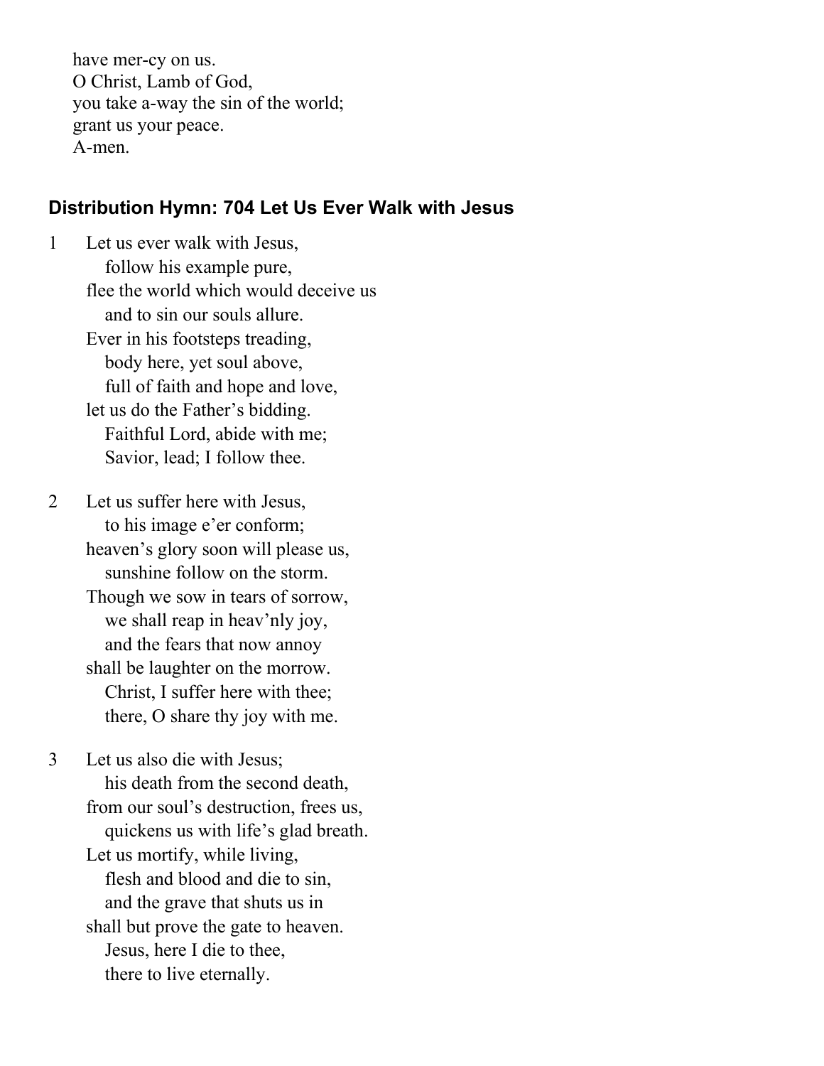have mer-cy on us.
O Christ, Lamb of God,
you take a-way the sin of the world;
grant us your peace.
A-men.

## Distribution Hymn: 704 Let Us Ever Walk with Jesus

1 Let us ever walk with Jesus,
follow his example pure,
flee the world which would deceive us
and to sin our souls allure.
Ever in his footsteps treading,
body here, yet soul above,
full of faith and hope and love,
let us do the Father's bidding.
Faithful Lord, abide with me;
Savior, lead; I follow thee.

2 Let us suffer here with Jesus,
to his image e'er conform;
heaven's glory soon will please us,
sunshine follow on the storm.
Though we sow in tears of sorrow,
we shall reap in heav'nly joy,
and the fears that now annoy
shall be laughter on the morrow.
Christ, I suffer here with thee;
there, O share thy joy with me.

3 Let us also die with Jesus;
his death from the second death,
from our soul's destruction, frees us,
quickens us with life's glad breath.
Let us mortify, while living,
flesh and blood and die to sin,
and the grave that shuts us in
shall but prove the gate to heaven.
Jesus, here I die to thee,
there to live eternally.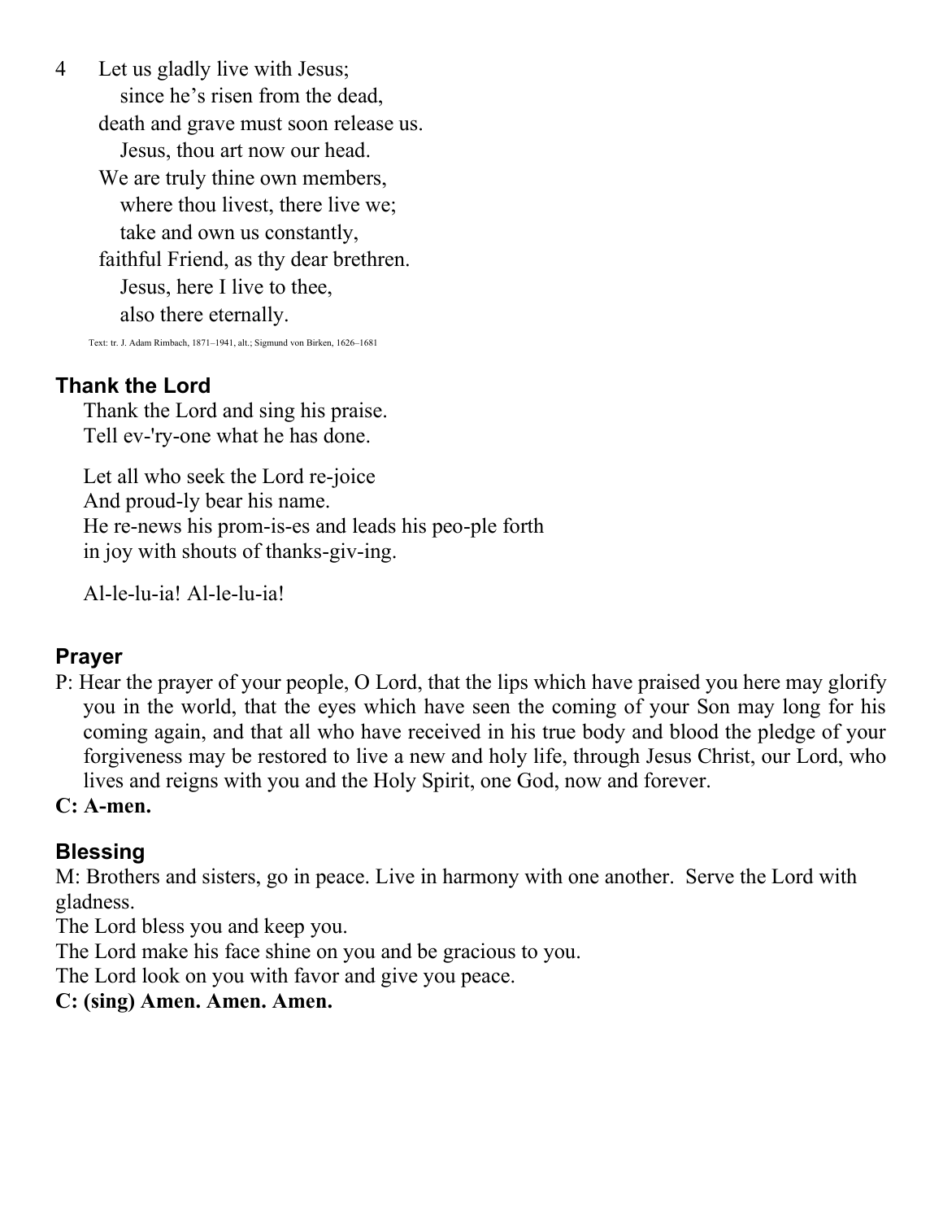4 Let us gladly live with Jesus;
 since he's risen from the dead,
death and grave must soon release us.
 Jesus, thou art now our head.
We are truly thine own members,
 where thou livest, there live we;
 take and own us constantly,
faithful Friend, as thy dear brethren.
 Jesus, here I live to thee,
 also there eternally.

Text: tr. J. Adam Rimbach, 1871–1941, alt.; Sigmund von Birken, 1626–1681

## Thank the Lord

Thank the Lord and sing his praise.
Tell ev-'ry-one what he has done.

Let all who seek the Lord re-joice
And proud-ly bear his name.
He re-news his prom-is-es and leads his peo-ple forth
in joy with shouts of thanks-giv-ing.

Al-le-lu-ia! Al-le-lu-ia!

## Prayer

P: Hear the prayer of your people, O Lord, that the lips which have praised you here may glorify you in the world, that the eyes which have seen the coming of your Son may long for his coming again, and that all who have received in his true body and blood the pledge of your forgiveness may be restored to live a new and holy life, through Jesus Christ, our Lord, who lives and reigns with you and the Holy Spirit, one God, now and forever.

**C: A-men.**

## Blessing

M: Brothers and sisters, go in peace. Live in harmony with one another. Serve the Lord with gladness.
The Lord bless you and keep you.
The Lord make his face shine on you and be gracious to you.
The Lord look on you with favor and give you peace.

**C: (sing) Amen. Amen. Amen.**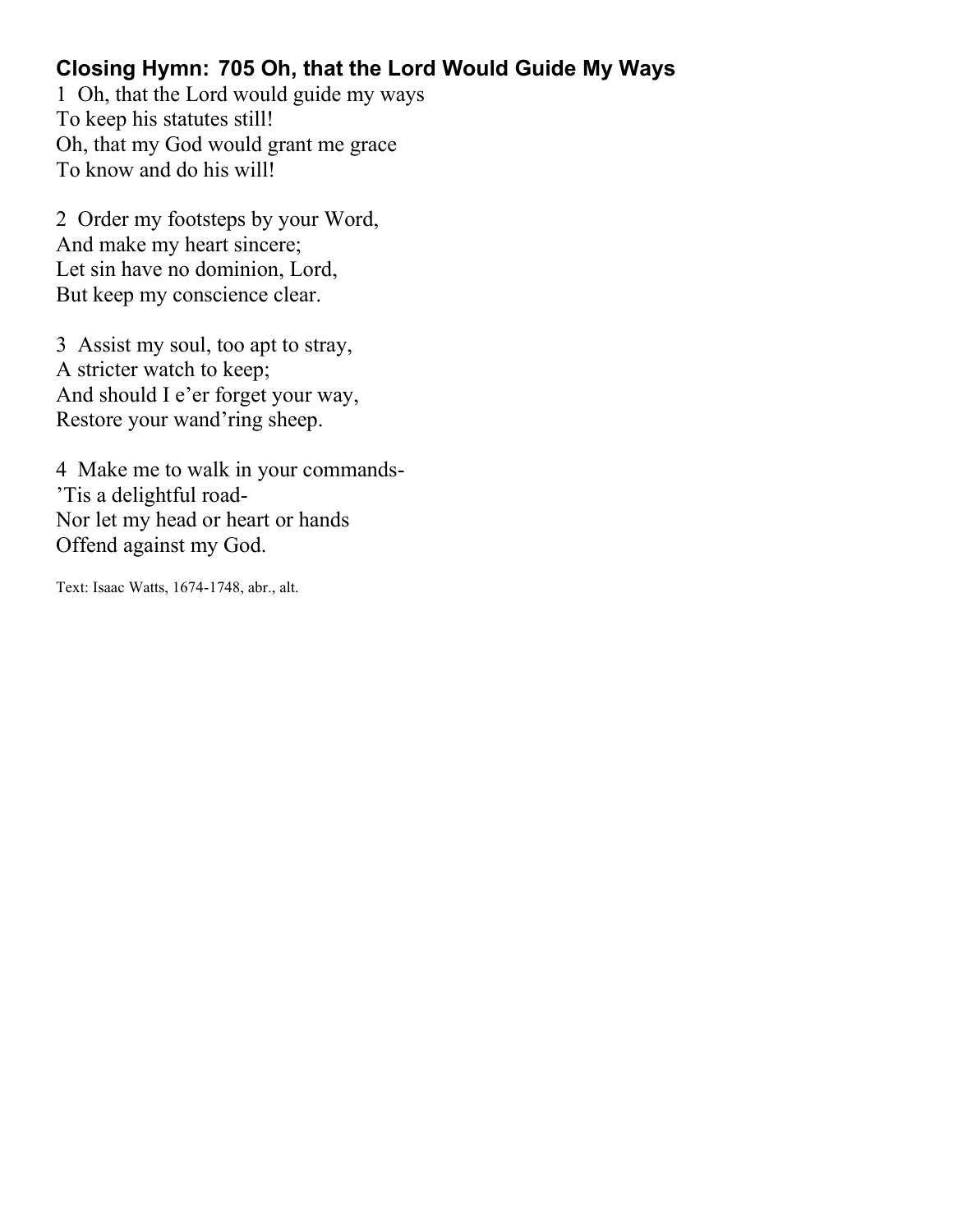## Closing Hymn: 705 Oh, that the Lord Would Guide My Ways

1 Oh, that the Lord would guide my ways
To keep his statutes still!
Oh, that my God would grant me grace
To know and do his will!

2 Order my footsteps by your Word,
And make my heart sincere;
Let sin have no dominion, Lord,
But keep my conscience clear.

3 Assist my soul, too apt to stray,
A stricter watch to keep;
And should I e'er forget your way,
Restore your wand'ring sheep.

4 Make me to walk in your commands-
'Tis a delightful road-
Nor let my head or heart or hands
Offend against my God.

Text: Isaac Watts, 1674-1748, abr., alt.